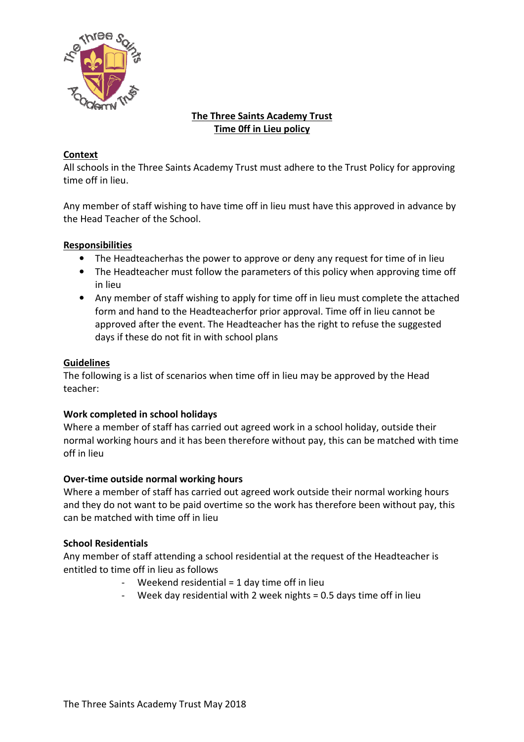# The Three Saints Academy Trust
## Time 0ff in Lieu policy

**Context**

All schools in the Three Saints Academy Trust must adhere to the Trust Policy for approving time off in lieu.

Any member of staff wishing to have time off in lieu must have this approved in advance by the Head Teacher of the School.

**Responsibilities**

- The Headteacherhas the power to approve or deny any request for time of in lieu
- The Headteacher must follow the parameters of this policy when approving time off in lieu
- Any member of staff wishing to apply for time off in lieu must complete the attached form and hand to the Headteacherfor prior approval. Time off in lieu cannot be approved after the event. The Headteacher has the right to refuse the suggested days if these do not fit in with school plans

**Guidelines**

The following is a list of scenarios when time off in lieu may be approved by the Head teacher:

**Work completed in school holidays**

Where a member of staff has carried out agreed work in a school holiday, outside their normal working hours and it has been therefore without pay, this can be matched with time off in lieu

**Over-time outside normal working hours**

Where a member of staff has carried out agreed work outside their normal working hours and they do not want to be paid overtime so the work has therefore been without pay, this can be matched with time off in lieu

**School Residentials**

Any member of staff attending a school residential at the request of the Headteacher is entitled to time off in lieu as follows

- Weekend residential = 1 day time off in lieu
- Week day residential with 2 week nights = 0.5 days time off in lieu

The Three Saints Academy Trust May 2018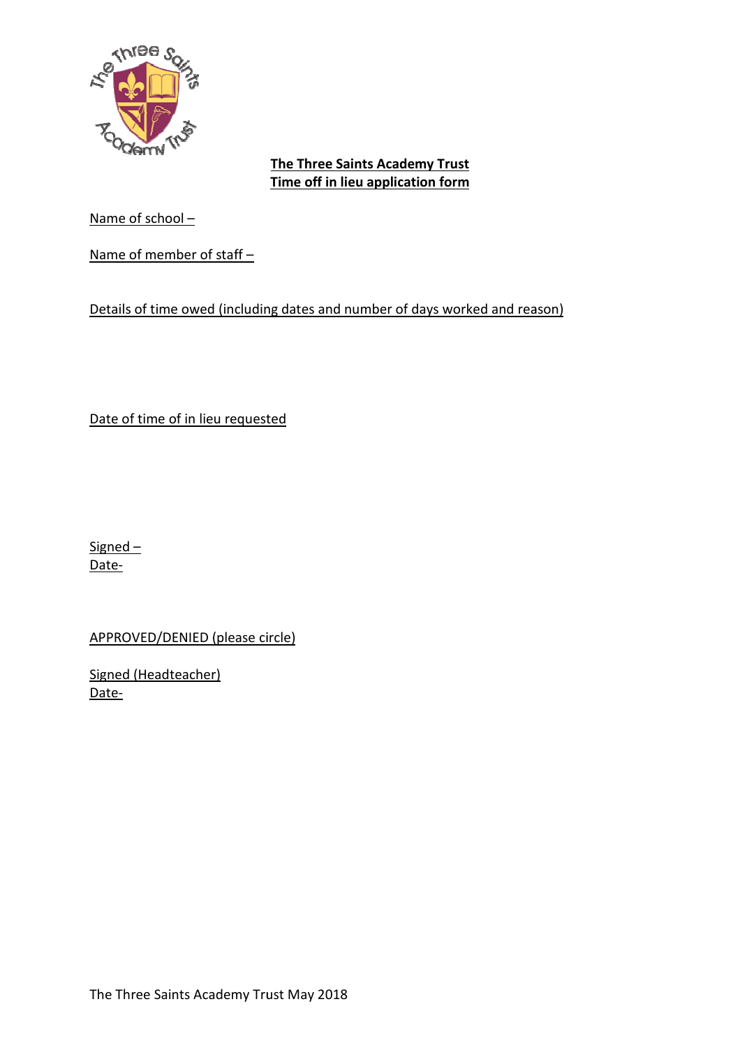**The Three Saints Academy Trust**
**Time off in lieu application form**

Name of school –

Name of member of staff –

Details of time owed (including dates and number of days worked and reason)

Date of time of in lieu requested

Signed –
Date-

APPROVED/DENIED (please circle)

Signed (Headteacher)
Date-

The Three Saints Academy Trust May 2018